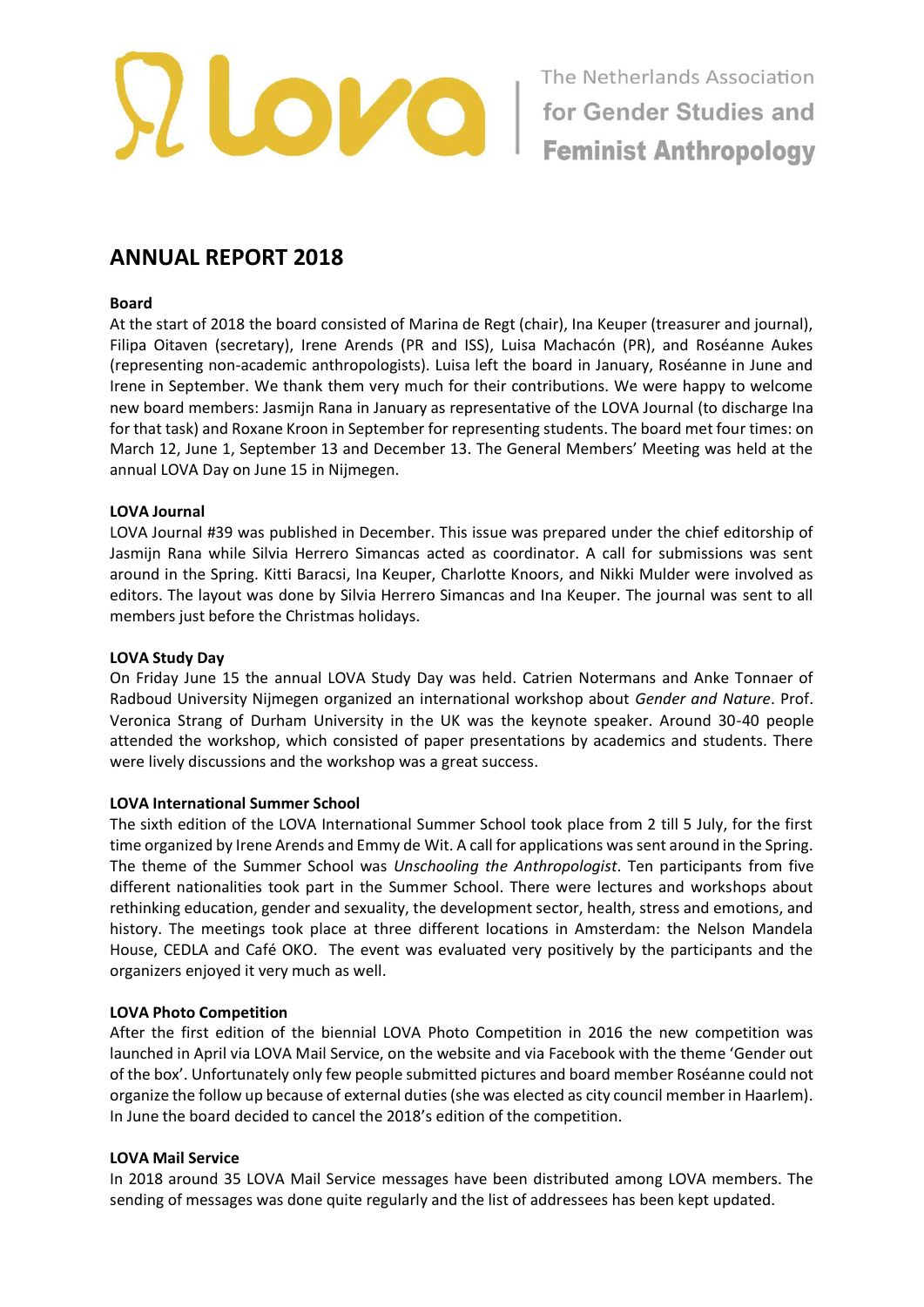The Netherlands Association for Gender Studies and Feminist Anthropology

# ANNUAL REPORT 2018

### Board

At the start of 2018 the board consisted of Marina de Regt (chair), Ina Keuper (treasurer and journal), Filipa Oitaven (secretary), Irene Arends (PR and ISS), Luisa Machacón (PR), and Roséanne Aukes (representing non-academic anthropologists). Luisa left the board in January, Roséanne in June and Irene in September. We thank them very much for their contributions. We were happy to welcome new board members: Jasmijn Rana in January as representative of the LOVA Journal (to discharge Ina for that task) and Roxane Kroon in September for representing students. The board met four times: on March 12, June 1, September 13 and December 13. The General Members' Meeting was held at the annual LOVA Day on June 15 in Nijmegen.

### LOVA Journal

LOVA Journal #39 was published in December. This issue was prepared under the chief editorship of Jasmijn Rana while Silvia Herrero Simancas acted as coordinator. A call for submissions was sent around in the Spring. Kitti Baracsi, Ina Keuper, Charlotte Knoors, and Nikki Mulder were involved as editors. The layout was done by Silvia Herrero Simancas and Ina Keuper. The journal was sent to all members just before the Christmas holidays.

### LOVA Study Day

On Friday June 15 the annual LOVA Study Day was held. Catrien Notermans and Anke Tonnaer of Radboud University Nijmegen organized an international workshop about *Gender and Nature*. Prof. Veronica Strang of Durham University in the UK was the keynote speaker. Around 30-40 people attended the workshop, which consisted of paper presentations by academics and students. There were lively discussions and the workshop was a great success.

### LOVA International Summer School

The sixth edition of the LOVA International Summer School took place from 2 till 5 July, for the first time organized by Irene Arends and Emmy de Wit. A call for applications was sent around in the Spring. The theme of the Summer School was *Unschooling the Anthropologist*. Ten participants from five different nationalities took part in the Summer School. There were lectures and workshops about rethinking education, gender and sexuality, the development sector, health, stress and emotions, and history. The meetings took place at three different locations in Amsterdam: the Nelson Mandela House, CEDLA and Café OKO. The event was evaluated very positively by the participants and the organizers enjoyed it very much as well.

### LOVA Photo Competition

After the first edition of the biennial LOVA Photo Competition in 2016 the new competition was launched in April via LOVA Mail Service, on the website and via Facebook with the theme 'Gender out of the box'. Unfortunately only few people submitted pictures and board member Roséanne could not organize the follow up because of external duties (she was elected as city council member in Haarlem). In June the board decided to cancel the 2018's edition of the competition.

### LOVA Mail Service

In 2018 around 35 LOVA Mail Service messages have been distributed among LOVA members. The sending of messages was done quite regularly and the list of addressees has been kept updated.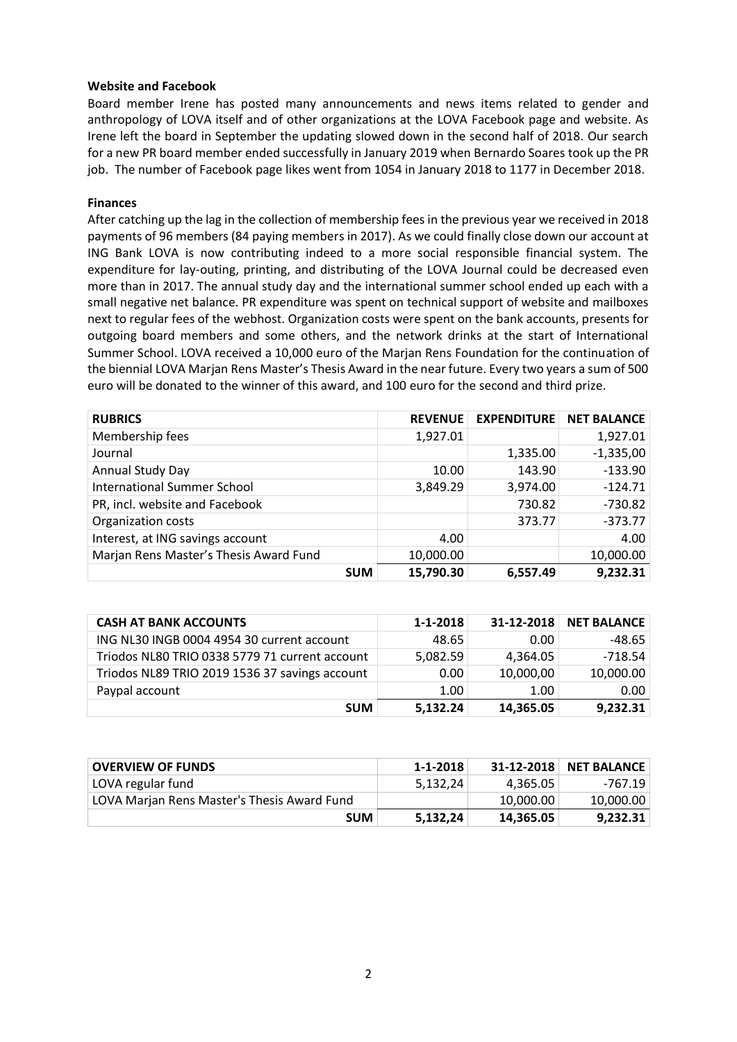**Website and Facebook**

Board member Irene has posted many announcements and news items related to gender and anthropology of LOVA itself and of other organizations at the LOVA Facebook page and website. As Irene left the board in September the updating slowed down in the second half of 2018. Our search for a new PR board member ended successfully in January 2019 when Bernardo Soares took up the PR job. The number of Facebook page likes went from 1054 in January 2018 to 1177 in December 2018.

**Finances**

After catching up the lag in the collection of membership fees in the previous year we received in 2018 payments of 96 members (84 paying members in 2017). As we could finally close down our account at ING Bank LOVA is now contributing indeed to a more social responsible financial system. The expenditure for lay-outing, printing, and distributing of the LOVA Journal could be decreased even more than in 2017. The annual study day and the international summer school ended up each with a small negative net balance. PR expenditure was spent on technical support of website and mailboxes next to regular fees of the webhost. Organization costs were spent on the bank accounts, presents for outgoing board members and some others, and the network drinks at the start of International Summer School. LOVA received a 10,000 euro of the Marjan Rens Foundation for the continuation of the biennial LOVA Marjan Rens Master's Thesis Award in the near future. Every two years a sum of 500 euro will be donated to the winner of this award, and 100 euro for the second and third prize.

| RUBRICS | REVENUE | EXPENDITURE | NET BALANCE |
|---|---|---|---|
| Membership fees | 1,927.01 | | 1,927.01 |
| Journal | | 1,335.00 | -1,335,00 |
| Annual Study Day | 10.00 | 143.90 | -133.90 |
| International Summer School | 3,849.29 | 3,974.00 | -124.71 |
| PR, incl. website and Facebook | | 730.82 | -730.82 |
| Organization costs | | 373.77 | -373.77 |
| Interest, at ING savings account | 4.00 | | 4.00 |
| Marjan Rens Master's Thesis Award Fund | 10,000.00 | | 10,000.00 |
| **SUM** | **15,790.30** | **6,557.49** | **9,232.31** |

| CASH AT BANK ACCOUNTS | 1-1-2018 | 31-12-2018 | NET BALANCE |
|---|---|---|---|
| ING NL30 INGB 0004 4954 30 current account | 48.65 | 0.00 | -48.65 |
| Triodos NL80 TRIO 0338 5779 71 current account | 5,082.59 | 4,364.05 | -718.54 |
| Triodos NL89 TRIO 2019 1536 37 savings account | 0.00 | 10,000,00 | 10,000.00 |
| Paypal account | 1.00 | 1.00 | 0.00 |
| **SUM** | **5,132.24** | **14,365.05** | **9,232.31** |

| OVERVIEW OF FUNDS | 1-1-2018 | 31-12-2018 | NET BALANCE |
|---|---|---|---|
| LOVA regular fund | 5,132,24 | 4,365.05 | -767.19 |
| LOVA Marjan Rens Master's Thesis Award Fund | | 10,000.00 | 10,000.00 |
| **SUM** | **5,132,24** | **14,365.05** | **9,232.31** |